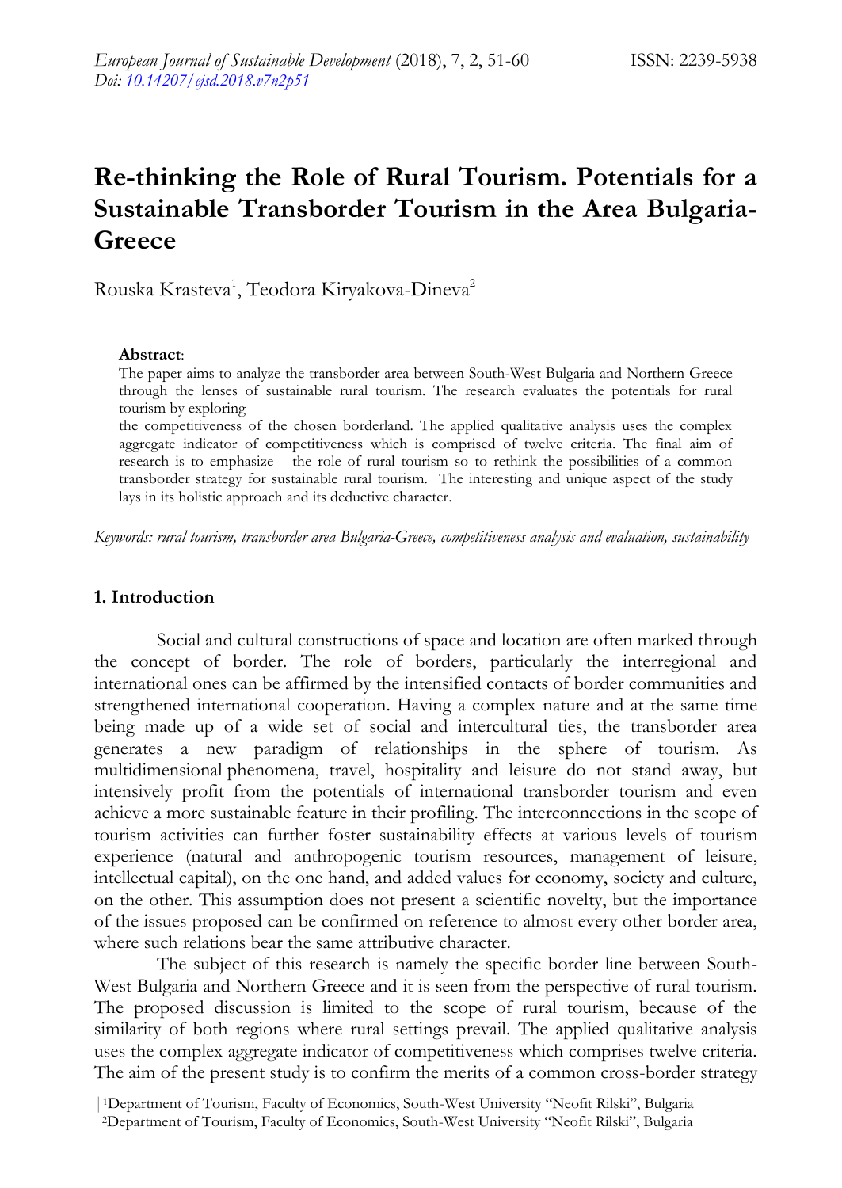# Re-thinking the Role of Rural Tourism. Potentials for a Sustainable Transborder Tourism in the Area Bulgaria-Greece

Rouska Krasteva[1], Teodora Kiryakova-Dineva[2]

**Abstract**:

The paper aims to analyze the transborder area between South-West Bulgaria and Northern Greece through the lenses of sustainable rural tourism. The research evaluates the potentials for rural tourism by exploring the competitiveness of the chosen borderland. The applied qualitative analysis uses the complex aggregate indicator of competitiveness which is comprised of twelve criteria. The final aim of research is to emphasize the role of rural tourism so to rethink the possibilities of a common transborder strategy for sustainable rural tourism. The interesting and unique aspect of the study lays in its holistic approach and its deductive character.

*Keywords: rural tourism, transborder area Bulgaria-Greece, competitiveness analysis and evaluation, sustainability*

## 1. Introduction

Social and cultural constructions of space and location are often marked through the concept of border. The role of borders, particularly the interregional and international ones can be affirmed by the intensified contacts of border communities and strengthened international cooperation. Having a complex nature and at the same time being made up of a wide set of social and intercultural ties, the transborder area generates a new paradigm of relationships in the sphere of tourism. As multidimensional phenomena, travel, hospitality and leisure do not stand away, but intensively profit from the potentials of international transborder tourism and even achieve a more sustainable feature in their profiling. The interconnections in the scope of tourism activities can further foster sustainability effects at various levels of tourism experience (natural and anthropogenic tourism resources, management of leisure, intellectual capital), on the one hand, and added values for economy, society and culture, on the other. This assumption does not present a scientific novelty, but the importance of the issues proposed can be confirmed on reference to almost every other border area, where such relations bear the same attributive character.

The subject of this research is namely the specific border line between South-West Bulgaria and Northern Greece and it is seen from the perspective of rural tourism. The proposed discussion is limited to the scope of rural tourism, because of the similarity of both regions where rural settings prevail. The applied qualitative analysis uses the complex aggregate indicator of competitiveness which comprises twelve criteria. The aim of the present study is to confirm the merits of a common cross-border strategy

[1]Department of Tourism, Faculty of Economics, South-West University "Neofit Rilski", Bulgaria
[2]Department of Tourism, Faculty of Economics, South-West University "Neofit Rilski", Bulgaria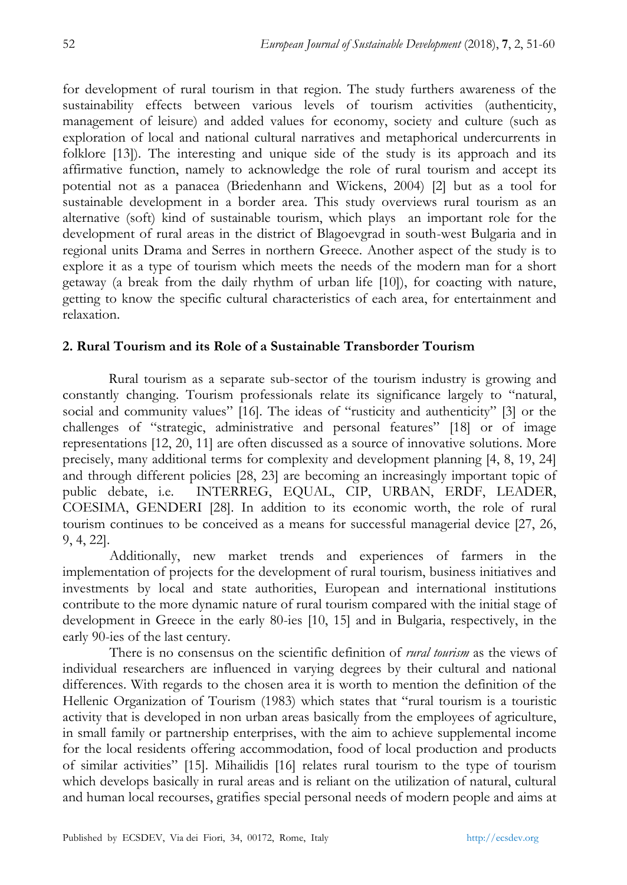for development of rural tourism in that region. The study furthers awareness of the sustainability effects between various levels of tourism activities (authenticity, management of leisure) and added values for economy, society and culture (such as exploration of local and national cultural narratives and metaphorical undercurrents in folklore [13]). The interesting and unique side of the study is its approach and its affirmative function, namely to acknowledge the role of rural tourism and accept its potential not as a panacea (Briedenhann and Wickens, 2004) [2] but as a tool for sustainable development in a border area. This study overviews rural tourism as an alternative (soft) kind of sustainable tourism, which plays an important role for the development of rural areas in the district of Blagoevgrad in south-west Bulgaria and in regional units Drama and Serres in northern Greece. Another aspect of the study is to explore it as a type of tourism which meets the needs of the modern man for a short getaway (a break from the daily rhythm of urban life [10]), for coacting with nature, getting to know the specific cultural characteristics of each area, for entertainment and relaxation.

## 2. Rural Tourism and its Role of a Sustainable Transborder Tourism

Rural tourism as a separate sub-sector of the tourism industry is growing and constantly changing. Tourism professionals relate its significance largely to "natural, social and community values" [16]. The ideas of "rusticity and authenticity" [3] or the challenges of "strategic, administrative and personal features" [18] or of image representations [12, 20, 11] are often discussed as a source of innovative solutions. More precisely, many additional terms for complexity and development planning [4, 8, 19, 24] and through different policies [28, 23] are becoming an increasingly important topic of public debate, i.e. INTERREG, EQUAL, CIP, URBAN, ERDF, LEADER, COESIMA, GENDERI [28]. In addition to its economic worth, the role of rural tourism continues to be conceived as a means for successful managerial device [27, 26, 9, 4, 22].

Additionally, new market trends and experiences of farmers in the implementation of projects for the development of rural tourism, business initiatives and investments by local and state authorities, European and international institutions contribute to the more dynamic nature of rural tourism compared with the initial stage of development in Greece in the early 80-ies [10, 15] and in Bulgaria, respectively, in the early 90-ies of the last century.

There is no consensus on the scientific definition of *rural tourism* as the views of individual researchers are influenced in varying degrees by their cultural and national differences. With regards to the chosen area it is worth to mention the definition of the Hellenic Organization of Tourism (1983) which states that "rural tourism is a touristic activity that is developed in non urban areas basically from the employees of agriculture, in small family or partnership enterprises, with the aim to achieve supplemental income for the local residents offering accommodation, food of local production and products of similar activities" [15]. Mihailidis [16] relates rural tourism to the type of tourism which develops basically in rural areas and is reliant on the utilization of natural, cultural and human local recourses, gratifies special personal needs of modern people and aims at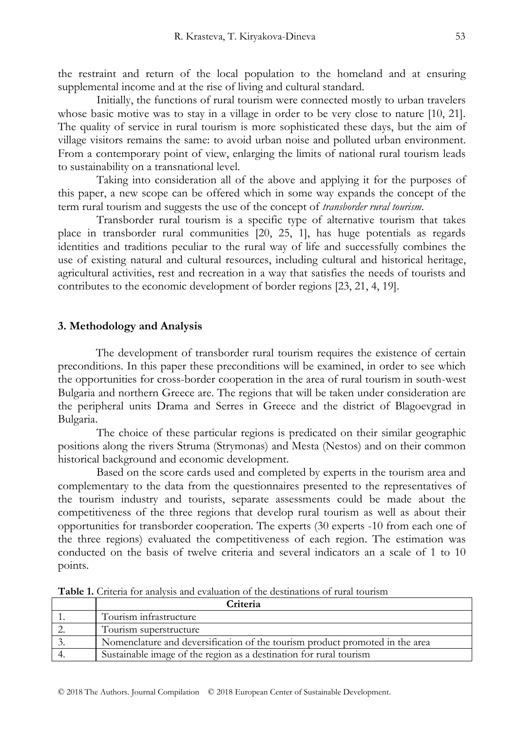the restraint and return of the local population to the homeland and at ensuring supplemental income and at the rise of living and cultural standard.

Initially, the functions of rural tourism were connected mostly to urban travelers whose basic motive was to stay in a village in order to be very close to nature [10, 21]. The quality of service in rural tourism is more sophisticated these days, but the aim of village visitors remains the same: to avoid urban noise and polluted urban environment. From a contemporary point of view, enlarging the limits of national rural tourism leads to sustainability on a transnational level.

Taking into consideration all of the above and applying it for the purposes of this paper, a new scope can be offered which in some way expands the concept of the term rural tourism and suggests the use of the concept of *transborder rural tourism*.

Transborder rural tourism is a specific type of alternative tourism that takes place in transborder rural communities [20, 25, 1], has huge potentials as regards identities and traditions peculiar to the rural way of life and successfully combines the use of existing natural and cultural resources, including cultural and historical heritage, agricultural activities, rest and recreation in a way that satisfies the needs of tourists and contributes to the economic development of border regions [23, 21, 4, 19].

## 3. Methodology and Analysis

The development of transborder rural tourism requires the existence of certain preconditions. In this paper these preconditions will be examined, in order to see which the opportunities for cross-border cooperation in the area of rural tourism in south-west Bulgaria and northern Greece are. The regions that will be taken under consideration are the peripheral units Drama and Serres in Greece and the district of Blagoevgrad in Bulgaria.

The choice of these particular regions is predicated on their similar geographic positions along the rivers Struma (Strymonas) and Mesta (Nestos) and on their common historical background and economic development.

Based on the score cards used and completed by experts in the tourism area and complementary to the data from the questionnaires presented to the representatives of the tourism industry and tourists, separate assessments could be made about the competitiveness of the three regions that develop rural tourism as well as about their opportunities for transborder cooperation. The experts (30 experts -10 from each one of the three regions) evaluated the competitiveness of each region. The estimation was conducted on the basis of twelve criteria and several indicators an a scale of 1 to 10 points.

**Table 1.** Criteria for analysis and evaluation of the destinations of rural tourism

| | Criteria |
|---|---|
| 1. | Tourism infrastructure |
| 2. | Tourism superstructure |
| 3. | Nomenclature and deversification of the tourism product promoted in the area |
| 4. | Sustainable image of the region as a destination for rural tourism |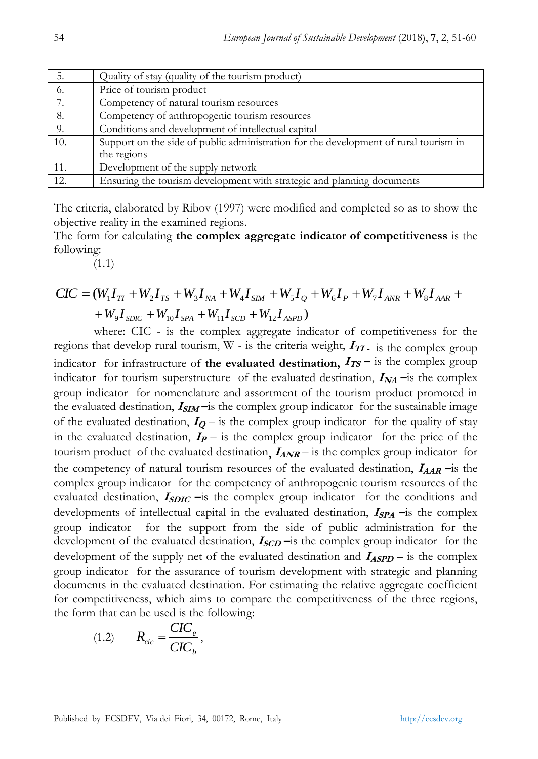| 5. | Quality of stay (quality of the tourism product) |
|---|---|
| 6. | Price of tourism product |
| 7. | Competency of natural tourism resources |
| 8. | Competency of anthropogenic tourism resources |
| 9. | Conditions and development of intellectual capital |
| 10. | Support on the side of public administration for the development of rural tourism in the regions |
| 11. | Development of the supply network |
| 12. | Ensuring the tourism development with strategic and planning documents |

The criteria, elaborated by Ribov (1997) were modified and completed so as to show the objective reality in the examined regions.

The form for calculating **the complex aggregate indicator of competitiveness** is the following:

(1.1)

$$CIC = (W_1 I_{TI} + W_2 I_{TS} + W_3 I_{NA} + W_4 I_{SIM} + W_5 I_Q + W_6 I_P + W_7 I_{ANR} + W_8 I_{AAR} + W_9 I_{SDIC} + W_{10} I_{SPA} + W_{11} I_{SCD} + W_{12} I_{ASPD})$$

where: CIC - is the complex aggregate indicator of competitiveness for the regions that develop rural tourism, W - is the criteria weight, $I_{TI}$ - is the complex group indicator for infrastructure of **the evaluated destination,** $I_{TS}$ – is the complex group indicator for tourism superstructure of the evaluated destination, $I_{NA}$ –is the complex group indicator for nomenclature and assortment of the tourism product promoted in the evaluated destination, $I_{SIM}$ –is the complex group indicator for the sustainable image of the evaluated destination, $I_Q$ – is the complex group indicator for the quality of stay in the evaluated destination, $I_P$ – is the complex group indicator for the price of the tourism product of the evaluated destination, $I_{ANR}$ – is the complex group indicator for the competency of natural tourism resources of the evaluated destination, $I_{AAR}$ –is the complex group indicator for the competency of anthropogenic tourism resources of the evaluated destination, $I_{SDIC}$ –is the complex group indicator for the conditions and developments of intellectual capital in the evaluated destination, $I_{SPA}$ –is the complex group indicator for the support from the side of public administration for the development of the evaluated destination, $I_{SCD}$ –is the complex group indicator for the development of the supply net of the evaluated destination and $I_{ASPD}$ – is the complex group indicator for the assurance of tourism development with strategic and planning documents in the evaluated destination. For estimating the relative aggregate coefficient for competitiveness, which aims to compare the competitiveness of the three regions, the form that can be used is the following:

(1.2) $$R_{cic} = \frac{CIC_e}{CIC_b},$$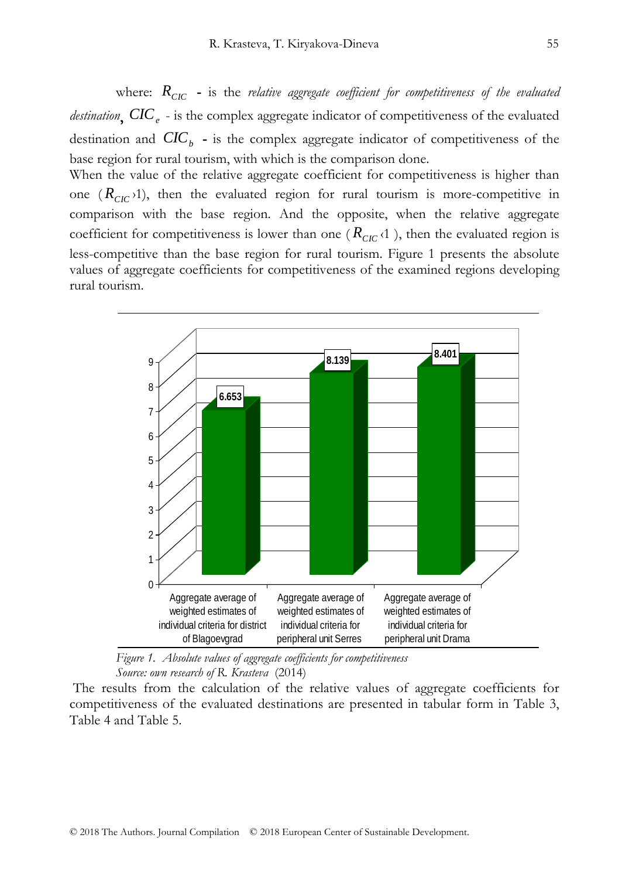where: $R_{CIC}$ **-** is the *relative aggregate coefficient for competitiveness of the evaluated destination*, $CIC_e$ - is the complex aggregate indicator of competitiveness of the evaluated destination and $CIC_b$ **-** is the complex aggregate indicator of competitiveness of the base region for rural tourism, with which is the comparison done.

When the value of the relative aggregate coefficient for competitiveness is higher than one ($R_{CIC} > 1$), then the evaluated region for rural tourism is more-competitive in comparison with the base region. And the opposite, when the relative aggregate coefficient for competitiveness is lower than one ($R_{CIC} < 1$), then the evaluated region is less-competitive than the base region for rural tourism. Figure 1 presents the absolute values of aggregate coefficients for competitiveness of the examined regions developing rural tourism.

| Category | Value |
|---|---|
| Aggregate average of weighted estimates of individual criteria for district of Blagoevgrad | 6.653 |
| Aggregate average of weighted estimates of individual criteria for peripheral unit Serres | 8.139 |
| Aggregate average of weighted estimates of individual criteria for peripheral unit Drama | 8.401 |

*Figure 1. Absolute values of aggregate coefficients for competitiveness*
*Source: own research of* R. Krasteva (2014)

The results from the calculation of the relative values of aggregate coefficients for competitiveness of the evaluated destinations are presented in tabular form in Table 3, Table 4 and Table 5.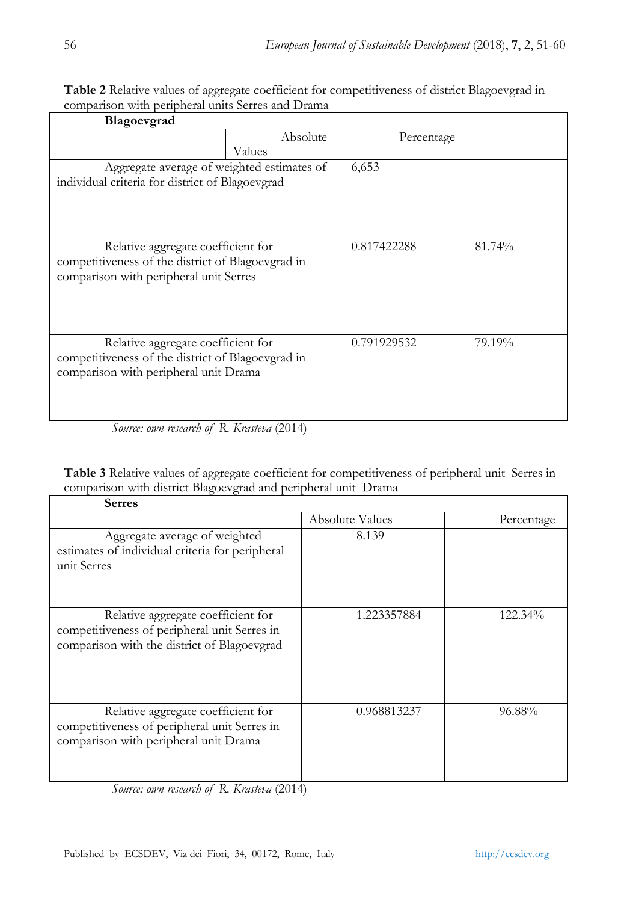**Table 2** Relative values of aggregate coefficient for competitiveness of district Blagoevgrad in comparison with peripheral units Serres and Drama

| **Blagoevgrad** | | |
|---|---|---|
| | Absolute Values | Percentage |
| Aggregate average of weighted estimates of individual criteria for district of Blagoevgrad | 6,653 | |
| Relative aggregate coefficient for competitiveness of the district of Blagoevgrad in comparison with peripheral unit Serres | 0.817422288 | 81.74% |
| Relative aggregate coefficient for competitiveness of the district of Blagoevgrad in comparison with peripheral unit Drama | 0.791929532 | 79.19% |

*Source: own research of R. Krasteva* (2014)

**Table 3** Relative values of aggregate coefficient for competitiveness of peripheral unit Serres in comparison with district Blagoevgrad and peripheral unit Drama

| **Serres** | | |
|---|---|---|
| | Absolute Values | Percentage |
| Aggregate average of weighted estimates of individual criteria for peripheral unit Serres | 8.139 | |
| Relative aggregate coefficient for competitiveness of peripheral unit Serres in comparison with the district of Blagoevgrad | 1.223357884 | 122.34% |
| Relative aggregate coefficient for competitiveness of peripheral unit Serres in comparison with peripheral unit Drama | 0.968813237 | 96.88% |

*Source: own research of R. Krasteva* (2014)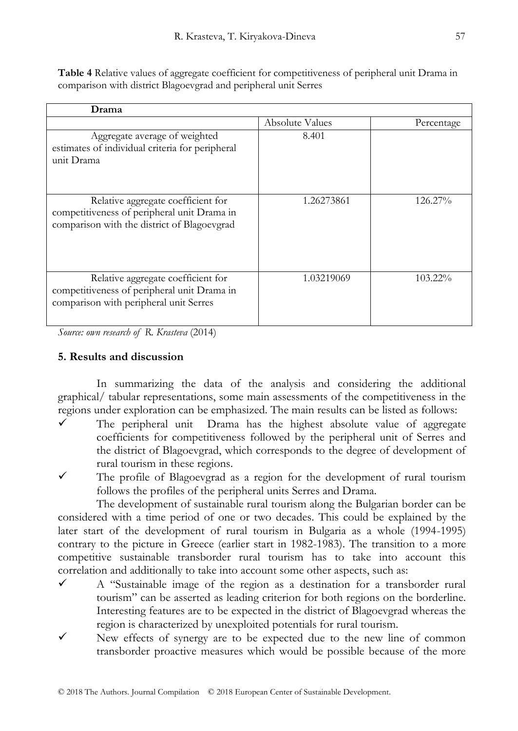**Table 4** Relative values of aggregate coefficient for competitiveness of peripheral unit Drama in comparison with district Blagoevgrad and peripheral unit Serres

| **Drama** | | |
|---|---|---|
| | Absolute Values | Percentage |
| Aggregate average of weighted estimates of individual criteria for peripheral unit Drama | 8.401 | |
| Relative aggregate coefficient for competitiveness of peripheral unit Drama in comparison with the district of Blagoevgrad | 1.26273861 | 126.27% |
| Relative aggregate coefficient for competitiveness of peripheral unit Drama in comparison with peripheral unit Serres | 1.03219069 | 103.22% |

*Source: own research of R. Krasteva* (2014)

## 5. Results and discussion

In summarizing the data of the analysis and considering the additional graphical/ tabular representations, some main assessments of the competitiveness in the regions under exploration can be emphasized. The main results can be listed as follows:

- ✓ The peripheral unit Drama has the highest absolute value of aggregate coefficients for competitiveness followed by the peripheral unit of Serres and the district of Blagoevgrad, which corresponds to the degree of development of rural tourism in these regions.
- ✓ The profile of Blagoevgrad as a region for the development of rural tourism follows the profiles of the peripheral units Serres and Drama.

The development of sustainable rural tourism along the Bulgarian border can be considered with a time period of one or two decades. This could be explained by the later start of the development of rural tourism in Bulgaria as a whole (1994-1995) contrary to the picture in Greece (earlier start in 1982-1983). The transition to a more competitive sustainable transborder rural tourism has to take into account this correlation and additionally to take into account some other aspects, such as:

- ✓ A "Sustainable image of the region as a destination for a transborder rural tourism" can be asserted as leading criterion for both regions on the borderline. Interesting features are to be expected in the district of Blagoevgrad whereas the region is characterized by unexploited potentials for rural tourism.
- ✓ New effects of synergy are to be expected due to the new line of common transborder proactive measures which would be possible because of the more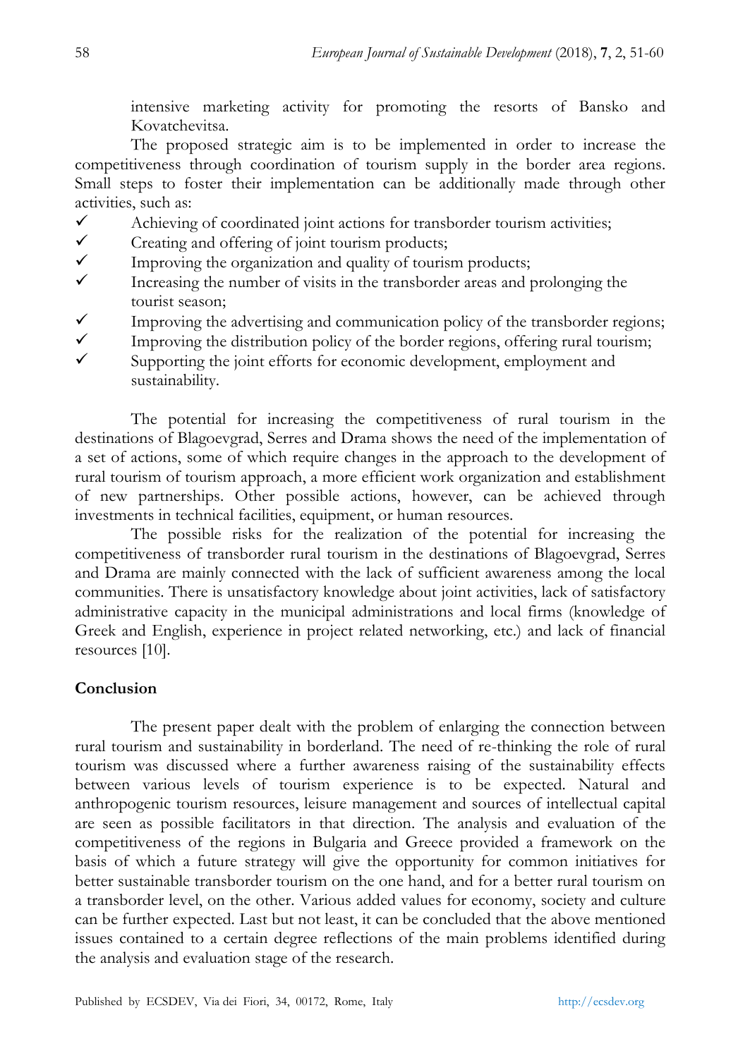intensive marketing activity for promoting the resorts of Bansko and Kovatchevitsa.

The proposed strategic aim is to be implemented in order to increase the competitiveness through coordination of tourism supply in the border area regions. Small steps to foster their implementation can be additionally made through other activities, such as:

- ✓ Achieving of coordinated joint actions for transborder tourism activities;
- ✓ Creating and offering of joint tourism products;
- ✓ Improving the organization and quality of tourism products;
- ✓ Increasing the number of visits in the transborder areas and prolonging the tourist season;
- ✓ Improving the advertising and communication policy of the transborder regions;
- ✓ Improving the distribution policy of the border regions, offering rural tourism;
- ✓ Supporting the joint efforts for economic development, employment and sustainability.

The potential for increasing the competitiveness of rural tourism in the destinations of Blagoevgrad, Serres and Drama shows the need of the implementation of a set of actions, some of which require changes in the approach to the development of rural tourism of tourism approach, a more efficient work organization and establishment of new partnerships. Other possible actions, however, can be achieved through investments in technical facilities, equipment, or human resources.

The possible risks for the realization of the potential for increasing the competitiveness of transborder rural tourism in the destinations of Blagoevgrad, Serres and Drama are mainly connected with the lack of sufficient awareness among the local communities. There is unsatisfactory knowledge about joint activities, lack of satisfactory administrative capacity in the municipal administrations and local firms (knowledge of Greek and English, experience in project related networking, etc.) and lack of financial resources [10].

## Conclusion

The present paper dealt with the problem of enlarging the connection between rural tourism and sustainability in borderland. The need of re-thinking the role of rural tourism was discussed where a further awareness raising of the sustainability effects between various levels of tourism experience is to be expected. Natural and anthropogenic tourism resources, leisure management and sources of intellectual capital are seen as possible facilitators in that direction. The analysis and evaluation of the competitiveness of the regions in Bulgaria and Greece provided a framework on the basis of which a future strategy will give the opportunity for common initiatives for better sustainable transborder tourism on the one hand, and for a better rural tourism on a transborder level, on the other. Various added values for economy, society and culture can be further expected. Last but not least, it can be concluded that the above mentioned issues contained to a certain degree reflections of the main problems identified during the analysis and evaluation stage of the research.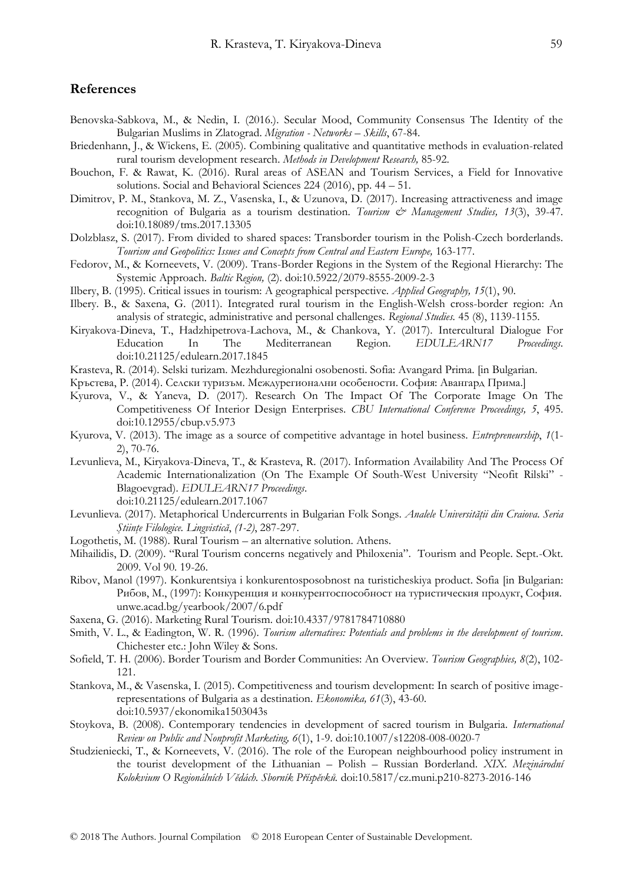## References

Benovska-Sabkova, M., & Nedin, I. (2016.). Secular Mood, Community Consensus The Identity of the Bulgarian Muslims in Zlatograd. *Migration - Networks – Skills*, 67-84.

Briedenhann, J., & Wickens, E. (2005). Combining qualitative and quantitative methods in evaluation-related rural tourism development research. *Methods in Development Research,* 85-92.

Bouchon, F. & Rawat, K. (2016). Rural areas of ASEAN and Tourism Services, a Field for Innovative solutions. Social and Behavioral Sciences 224 (2016), pp. 44 – 51.

Dimitrov, P. M., Stankova, M. Z., Vasenska, I., & Uzunova, D. (2017). Increasing attractiveness and image recognition of Bulgaria as a tourism destination. *Tourism & Management Studies, 13*(3), 39-47. doi:10.18089/tms.2017.13305

Dolzblasz, S. (2017). From divided to shared spaces: Transborder tourism in the Polish-Czech borderlands. *Tourism and Geopolitics: Issues and Concepts from Central and Eastern Europe,* 163-177.

Fedorov, M., & Korneevets, V. (2009). Trans-Border Regions in the System of the Regional Hierarchy: The Systemic Approach. *Baltic Region,* (2). doi:10.5922/2079-8555-2009-2-3

Ilbery, B. (1995). Critical issues in tourism: A geographical perspective. *Applied Geography, 15*(1), 90.

Ilbery. B., & Saxena, G. (2011). Integrated rural tourism in the English-Welsh cross-border region: An analysis of strategic, administrative and personal challenges. *Regional Studies.* 45 (8), 1139-1155.

Kiryakova-Dineva, T., Hadzhipetrova-Lachova, M., & Chankova, Y. (2017). Intercultural Dialogue For Education In The Mediterranean Region. *EDULEARN17 Proceedings*. doi:10.21125/edulearn.2017.1845

Krasteva, R. (2014). Selski turizam. Mezhduregionalni osobenosti. Sofia: Avangard Prima. [in Bulgarian.

Кръстева, Р. (2014). Селски туризъм. Междурегионални особености. София: Авангард Прима.]

Kyurova, V., & Yaneva, D. (2017). Research On The Impact Of The Corporate Image On The Competitiveness Of Interior Design Enterprises. *CBU International Conference Proceedings, 5*, 495. doi:10.12955/cbup.v5.973

Kyurova, V. (2013). The image as a source of competitive advantage in hotel business. *Entrepreneurship*, *1*(1-2), 70-76.

Levunlieva, M., Kiryakova-Dineva, T., & Krasteva, R. (2017). Information Availability And The Process Of Academic Internationalization (On The Example Of South-West University "Neofit Rilski" - Blagoevgrad). *EDULEARN17 Proceedings*. doi:10.21125/edulearn.2017.1067

Levunlieva. (2017). Metaphorical Undercurrents in Bulgarian Folk Songs. *Analele Universității din Craiova. Seria Științe Filologice. Lingvistică*, *(1-2)*, 287-297.

Logothetis, M. (1988). Rural Tourism – an alternative solution. Athens.

Mihailidis, D. (2009). "Rural Tourism concerns negatively and Philoxenia". Tourism and People. Sept.-Okt. 2009. Vol 90. 19-26.

Ribov, Manol (1997). Konkurentsiya i konkurentosposobnost na turisticheskiya product. Sofia [in Bulgarian: Рибов, М., (1997): Конкуренция и конкурентоспособност на туристическия продукт, София. unwe.acad.bg/yearbook/2007/6.pdf

Saxena, G. (2016). Marketing Rural Tourism. doi:10.4337/9781784710880

Smith, V. L., & Eadington, W. R. (1996). *Tourism alternatives: Potentials and problems in the development of tourism*. Chichester etc.: John Wiley & Sons.

Sofield, T. H. (2006). Border Tourism and Border Communities: An Overview. *Tourism Geographies, 8*(2), 102-121.

Stankova, M., & Vasenska, I. (2015). Competitiveness and tourism development: In search of positive image-representations of Bulgaria as a destination. *Ekonomika, 61*(3), 43-60. doi:10.5937/ekonomika1503043s

Stoykova, B. (2008). Contemporary tendencies in development of sacred tourism in Bulgaria. *International Review on Public and Nonprofit Marketing, 6*(1), 1-9. doi:10.1007/s12208-008-0020-7

Studzieniecki, T., & Korneevets, V. (2016). The role of the European neighbourhood policy instrument in the tourist development of the Lithuanian – Polish – Russian Borderland. *XIX. Mezinárodní Kolokvium O Regionálních Vědách. Sborník Příspěvků.* doi:10.5817/cz.muni.p210-8273-2016-146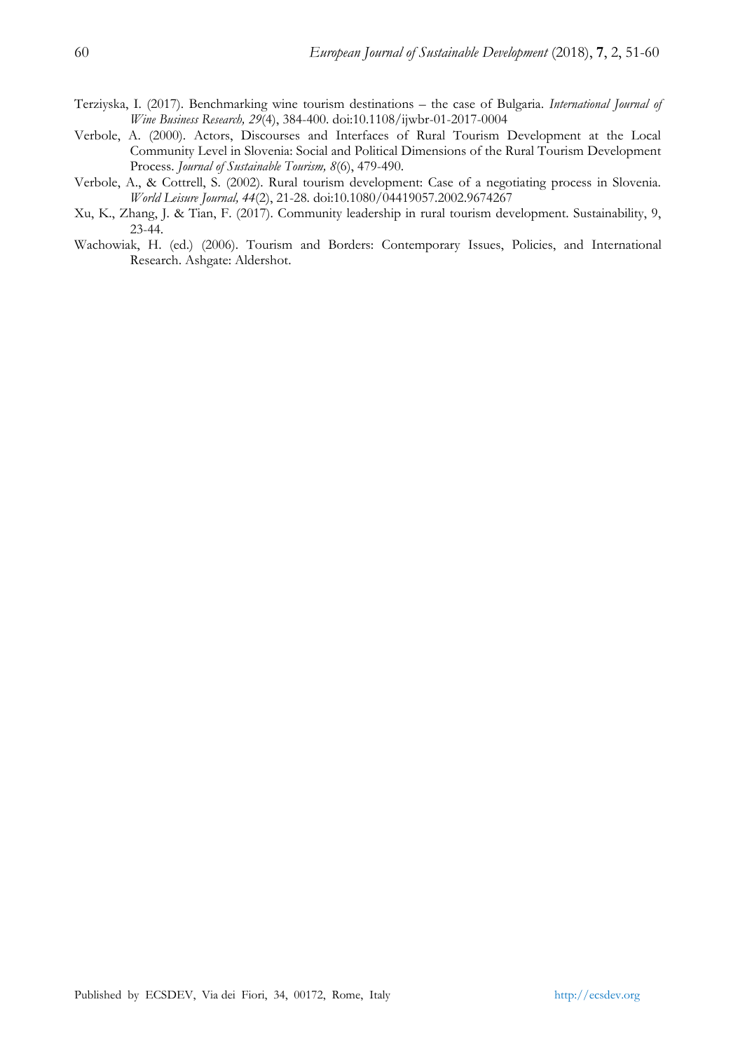Terziyska, I. (2017). Benchmarking wine tourism destinations – the case of Bulgaria. *International Journal of Wine Business Research, 29*(4), 384-400. doi:10.1108/ijwbr-01-2017-0004

Verbole, A. (2000). Actors, Discourses and Interfaces of Rural Tourism Development at the Local Community Level in Slovenia: Social and Political Dimensions of the Rural Tourism Development Process. *Journal of Sustainable Tourism, 8*(6), 479-490.

Verbole, A., & Cottrell, S. (2002). Rural tourism development: Case of a negotiating process in Slovenia. *World Leisure Journal, 44*(2), 21-28. doi:10.1080/04419057.2002.9674267

Xu, K., Zhang, J. & Tian, F. (2017). Community leadership in rural tourism development. Sustainability, 9, 23-44.

Wachowiak, H. (ed.) (2006). Tourism and Borders: Contemporary Issues, Policies, and International Research. Ashgate: Aldershot.